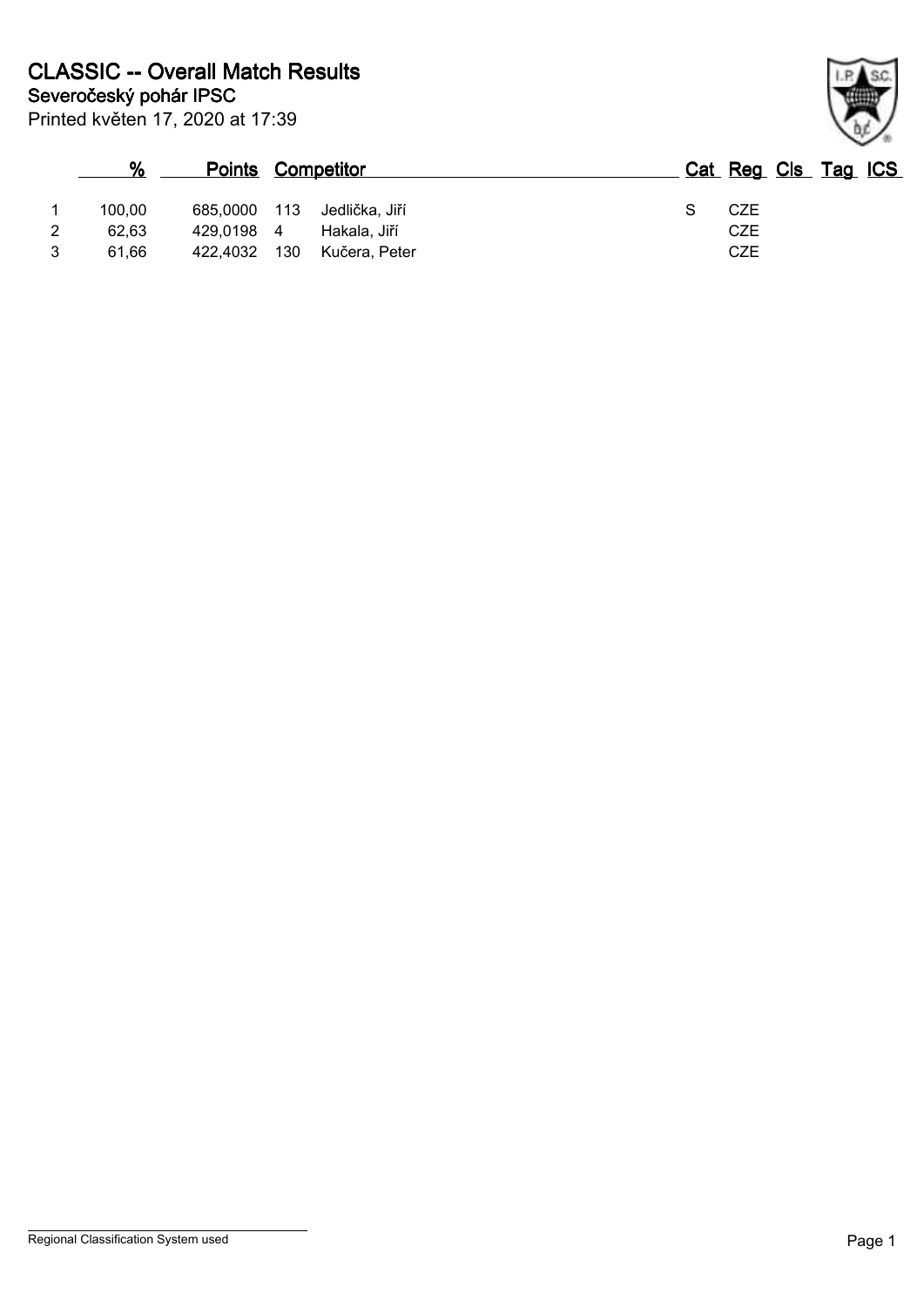# CLASSIC -- Overall Match Results

## Severočeský pohár IPSC

Printed květen 17, 2020 at 17:39

| | % | Points | | Competitor | Cat | Reg | Cls | Tag | ICS |
|---|---|---|---|---|---|---|---|---|---|
| 1 | 100,00 | 685,0000 | 113 | Jedlička, Jiří | S | CZE | | | |
| 2 | 62,63 | 429,0198 | 4 | Hakala, Jiří | | CZE | | | |
| 3 | 61,66 | 422,4032 | 130 | Kučera, Peter | | CZE | | | |

Regional Classification System used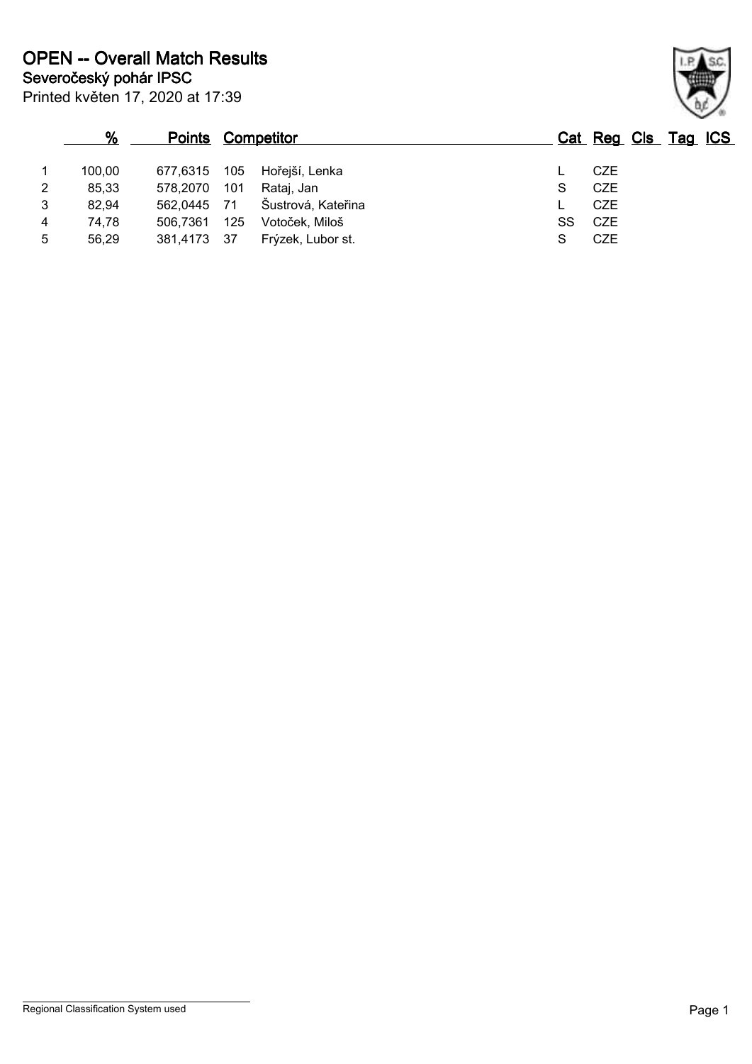# OPEN -- Overall Match Results

## Severočeský pohár IPSC

Printed květen 17, 2020 at 17:39

| | % | Points | | Competitor | Cat | Reg | Cls | Tag | ICS |
|---|---|---|---|---|---|---|---|---|---|
| 1 | 100,00 | 677,6315 | 105 | Hořejší, Lenka | L | CZE | | | |
| 2 | 85,33 | 578,2070 | 101 | Rataj, Jan | S | CZE | | | |
| 3 | 82,94 | 562,0445 | 71 | Šustrová, Kateřina | L | CZE | | | |
| 4 | 74,78 | 506,7361 | 125 | Votoček, Miloš | SS | CZE | | | |
| 5 | 56,29 | 381,4173 | 37 | Frýzek, Lubor st. | S | CZE | | | |

Regional Classification System used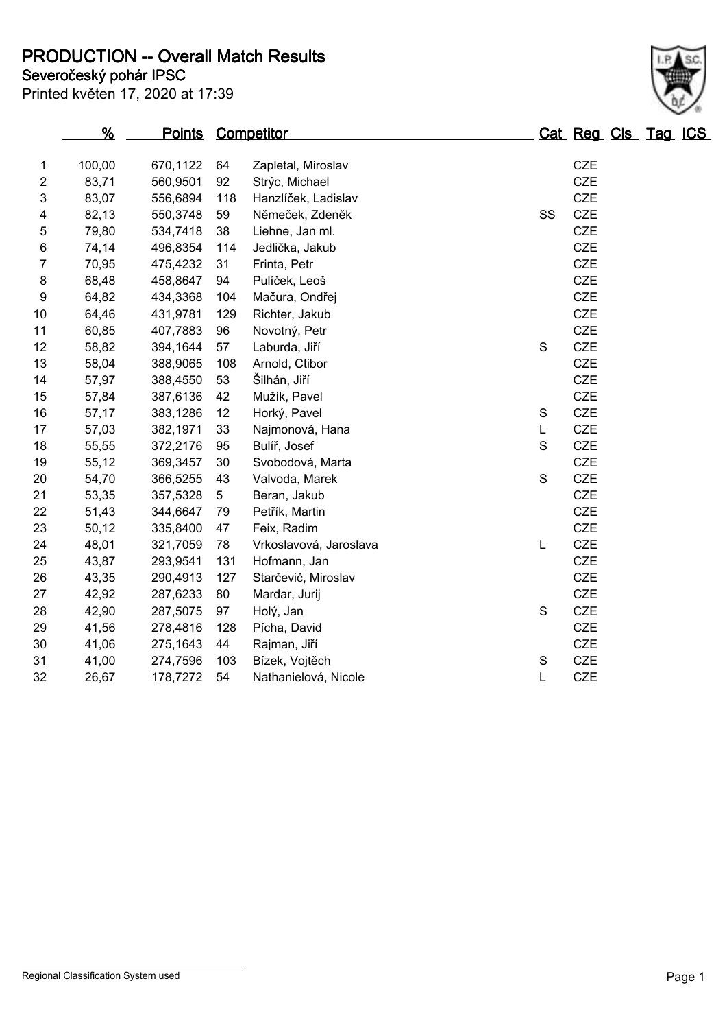# PRODUCTION -- Overall Match Results

**Severočeský pohár IPSC**

Printed květen 17, 2020 at 17:39

| | % | Points | Competitor | | Cat | Reg | Cls | Tag | ICS |
|---|---|---|---|---|---|---|---|---|---|
| 1 | 100,00 | 670,1122 | 64 | Zapletal, Miroslav | | CZE | | | |
| 2 | 83,71 | 560,9501 | 92 | Strýc, Michael | | CZE | | | |
| 3 | 83,07 | 556,6894 | 118 | Hanzlíček, Ladislav | | CZE | | | |
| 4 | 82,13 | 550,3748 | 59 | Němeček, Zdeněk | SS | CZE | | | |
| 5 | 79,80 | 534,7418 | 38 | Liehne, Jan ml. | | CZE | | | |
| 6 | 74,14 | 496,8354 | 114 | Jedlička, Jakub | | CZE | | | |
| 7 | 70,95 | 475,4232 | 31 | Frinta, Petr | | CZE | | | |
| 8 | 68,48 | 458,8647 | 94 | Pulíček, Leoš | | CZE | | | |
| 9 | 64,82 | 434,3368 | 104 | Mačura, Ondřej | | CZE | | | |
| 10 | 64,46 | 431,9781 | 129 | Richter, Jakub | | CZE | | | |
| 11 | 60,85 | 407,7883 | 96 | Novotný, Petr | | CZE | | | |
| 12 | 58,82 | 394,1644 | 57 | Laburda, Jiří | S | CZE | | | |
| 13 | 58,04 | 388,9065 | 108 | Arnold, Ctibor | | CZE | | | |
| 14 | 57,97 | 388,4550 | 53 | Šilhán, Jiří | | CZE | | | |
| 15 | 57,84 | 387,6136 | 42 | Mužík, Pavel | | CZE | | | |
| 16 | 57,17 | 383,1286 | 12 | Horký, Pavel | S | CZE | | | |
| 17 | 57,03 | 382,1971 | 33 | Najmonová, Hana | L | CZE | | | |
| 18 | 55,55 | 372,2176 | 95 | Bulíř, Josef | S | CZE | | | |
| 19 | 55,12 | 369,3457 | 30 | Svobodová, Marta | | CZE | | | |
| 20 | 54,70 | 366,5255 | 43 | Valvoda, Marek | S | CZE | | | |
| 21 | 53,35 | 357,5328 | 5 | Beran, Jakub | | CZE | | | |
| 22 | 51,43 | 344,6647 | 79 | Petřík, Martin | | CZE | | | |
| 23 | 50,12 | 335,8400 | 47 | Feix, Radim | | CZE | | | |
| 24 | 48,01 | 321,7059 | 78 | Vrkoslavová, Jaroslava | L | CZE | | | |
| 25 | 43,87 | 293,9541 | 131 | Hofmann, Jan | | CZE | | | |
| 26 | 43,35 | 290,4913 | 127 | Starčevič, Miroslav | | CZE | | | |
| 27 | 42,92 | 287,6233 | 80 | Mardar, Jurij | | CZE | | | |
| 28 | 42,90 | 287,5075 | 97 | Holý, Jan | S | CZE | | | |
| 29 | 41,56 | 278,4816 | 128 | Pícha, David | | CZE | | | |
| 30 | 41,06 | 275,1643 | 44 | Rajman, Jiří | | CZE | | | |
| 31 | 41,00 | 274,7596 | 103 | Bízek, Vojtěch | S | CZE | | | |
| 32 | 26,67 | 178,7272 | 54 | Nathanielová, Nicole | L | CZE | | | |

Regional Classification System used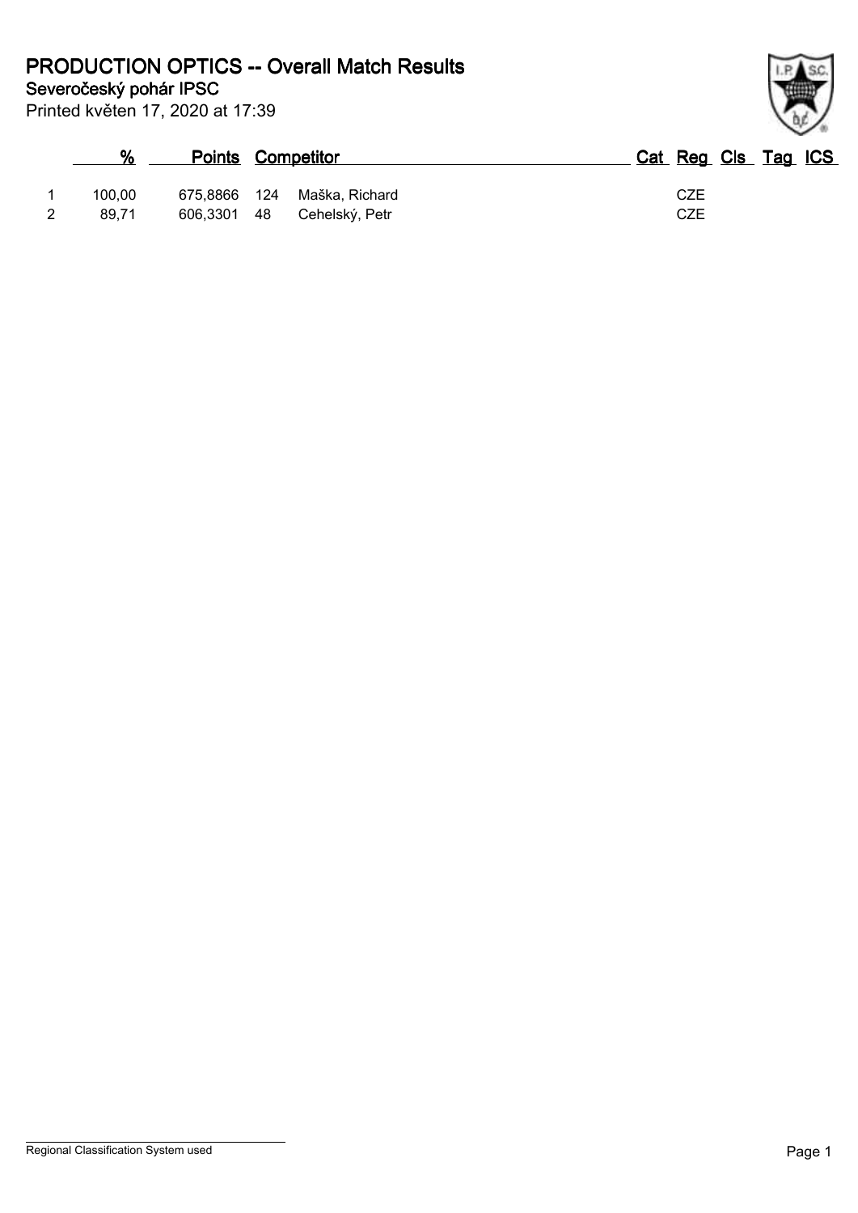# PRODUCTION OPTICS -- Overall Match Results

**Severočeský pohár IPSC**

Printed květen 17, 2020 at 17:39

| | % | Points | | Competitor | Cat | Reg | Cls | Tag | ICS |
|---|---|---|---|---|---|---|---|---|---|
| 1 | 100,00 | 675,8866 | 124 | Maška, Richard | | CZE | | | |
| 2 | 89,71 | 606,3301 | 48 | Cehelský, Petr | | CZE | | | |

Regional Classification System used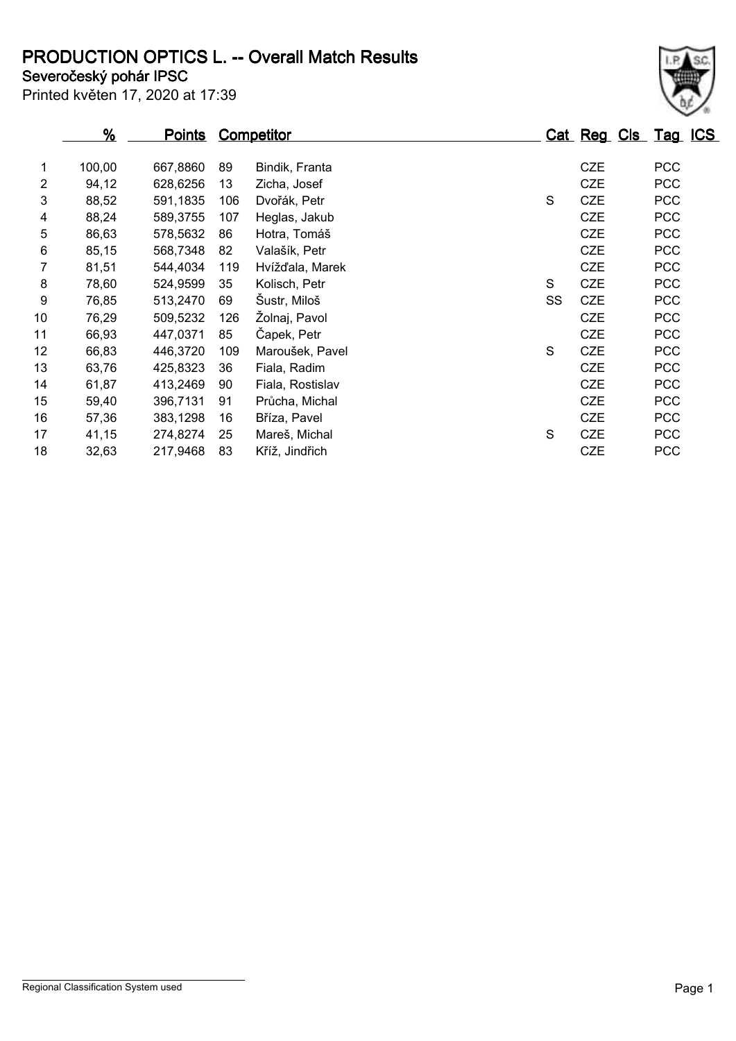# PRODUCTION OPTICS L. -- Overall Match Results

**Severočeský pohár IPSC**

Printed květen 17, 2020 at 17:39

| | % | Points | Competitor | | Cat | Reg | Cls | Tag | ICS |
|---|---|---|---|---|---|---|---|---|---|
| 1 | 100,00 | 667,8860 | 89 | Bindik, Franta | | CZE | | PCC | |
| 2 | 94,12 | 628,6256 | 13 | Zicha, Josef | | CZE | | PCC | |
| 3 | 88,52 | 591,1835 | 106 | Dvořák, Petr | S | CZE | | PCC | |
| 4 | 88,24 | 589,3755 | 107 | Heglas, Jakub | | CZE | | PCC | |
| 5 | 86,63 | 578,5632 | 86 | Hotra, Tomáš | | CZE | | PCC | |
| 6 | 85,15 | 568,7348 | 82 | Valašík, Petr | | CZE | | PCC | |
| 7 | 81,51 | 544,4034 | 119 | Hvížďala, Marek | | CZE | | PCC | |
| 8 | 78,60 | 524,9599 | 35 | Kolisch, Petr | S | CZE | | PCC | |
| 9 | 76,85 | 513,2470 | 69 | Šustr, Miloš | SS | CZE | | PCC | |
| 10 | 76,29 | 509,5232 | 126 | Žolnaj, Pavol | | CZE | | PCC | |
| 11 | 66,93 | 447,0371 | 85 | Čapek, Petr | | CZE | | PCC | |
| 12 | 66,83 | 446,3720 | 109 | Maroušek, Pavel | S | CZE | | PCC | |
| 13 | 63,76 | 425,8323 | 36 | Fiala, Radim | | CZE | | PCC | |
| 14 | 61,87 | 413,2469 | 90 | Fiala, Rostislav | | CZE | | PCC | |
| 15 | 59,40 | 396,7131 | 91 | Průcha, Michal | | CZE | | PCC | |
| 16 | 57,36 | 383,1298 | 16 | Bříza, Pavel | | CZE | | PCC | |
| 17 | 41,15 | 274,8274 | 25 | Mareš, Michal | S | CZE | | PCC | |
| 18 | 32,63 | 217,9468 | 83 | Kříž, Jindřich | | CZE | | PCC | |

Regional Classification System used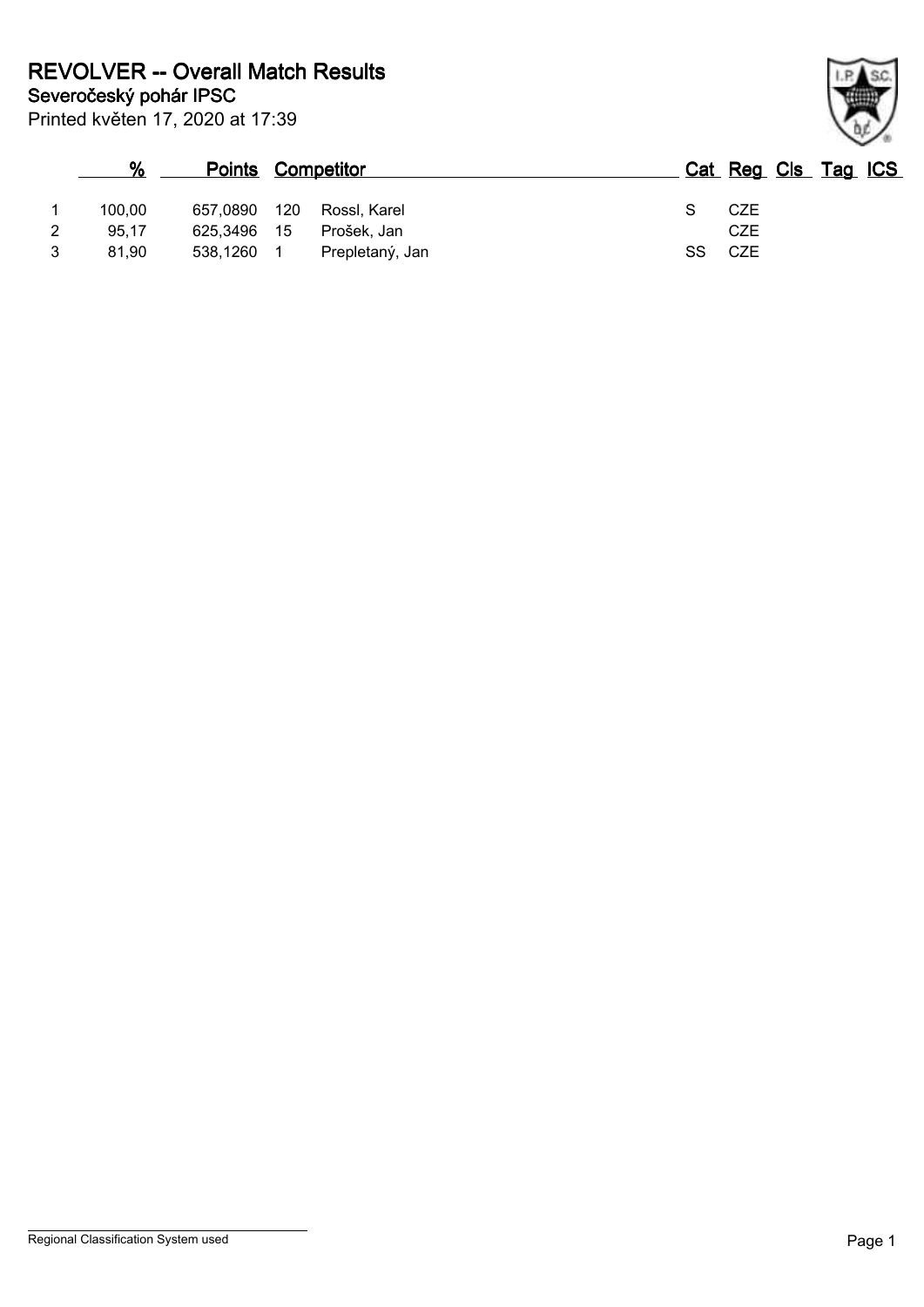# REVOLVER -- Overall Match Results

## Severočeský pohár IPSC

Printed květen 17, 2020 at 17:39

| | % | Points | | Competitor | Cat | Reg | Cls | Tag | ICS |
|---|---|---|---|---|---|---|---|---|---|
| 1 | 100,00 | 657,0890 | 120 | Rossl, Karel | S | CZE | | | |
| 2 | 95,17 | 625,3496 | 15 | Prošek, Jan | | CZE | | | |
| 3 | 81,90 | 538,1260 | 1 | Prepletaný, Jan | SS | CZE | | | |

Regional Classification System used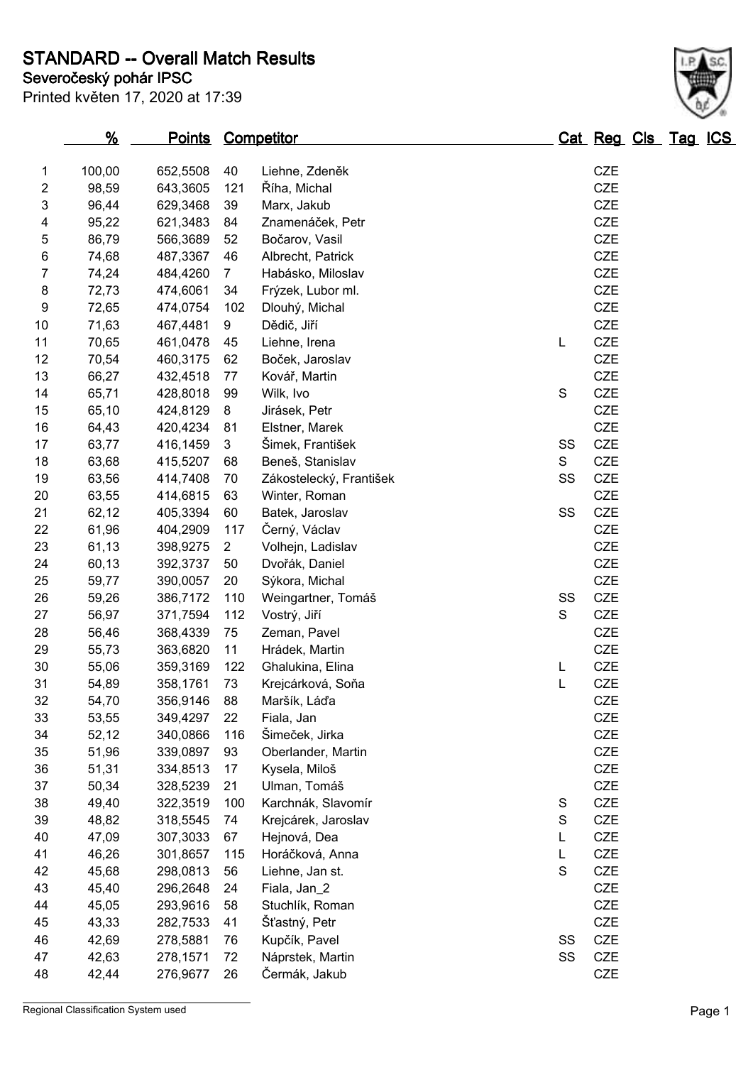# STANDARD -- Overall Match Results

## Severočeský pohár IPSC

Printed květen 17, 2020 at 17:39

| | % | Points | Competitor | | Cat | Reg | Cls | Tag | ICS |
|---|---|---|---|---|---|---|---|---|---|
| 1 | 100,00 | 652,5508 | 40 | Liehne, Zdeněk | | CZE | | | |
| 2 | 98,59 | 643,3605 | 121 | Říha, Michal | | CZE | | | |
| 3 | 96,44 | 629,3468 | 39 | Marx, Jakub | | CZE | | | |
| 4 | 95,22 | 621,3483 | 84 | Znamenáček, Petr | | CZE | | | |
| 5 | 86,79 | 566,3689 | 52 | Bočarov, Vasil | | CZE | | | |
| 6 | 74,68 | 487,3367 | 46 | Albrecht, Patrick | | CZE | | | |
| 7 | 74,24 | 484,4260 | 7 | Habásko, Miloslav | | CZE | | | |
| 8 | 72,73 | 474,6061 | 34 | Frýzek, Lubor ml. | | CZE | | | |
| 9 | 72,65 | 474,0754 | 102 | Dlouhý, Michal | | CZE | | | |
| 10 | 71,63 | 467,4481 | 9 | Dědič, Jiří | | CZE | | | |
| 11 | 70,65 | 461,0478 | 45 | Liehne, Irena | L | CZE | | | |
| 12 | 70,54 | 460,3175 | 62 | Boček, Jaroslav | | CZE | | | |
| 13 | 66,27 | 432,4518 | 77 | Kovář, Martin | | CZE | | | |
| 14 | 65,71 | 428,8018 | 99 | Wilk, Ivo | S | CZE | | | |
| 15 | 65,10 | 424,8129 | 8 | Jirásek, Petr | | CZE | | | |
| 16 | 64,43 | 420,4234 | 81 | Elstner, Marek | | CZE | | | |
| 17 | 63,77 | 416,1459 | 3 | Šimek, František | SS | CZE | | | |
| 18 | 63,68 | 415,5207 | 68 | Beneš, Stanislav | S | CZE | | | |
| 19 | 63,56 | 414,7408 | 70 | Zákostelecký, František | SS | CZE | | | |
| 20 | 63,55 | 414,6815 | 63 | Winter, Roman | | CZE | | | |
| 21 | 62,12 | 405,3394 | 60 | Batek, Jaroslav | SS | CZE | | | |
| 22 | 61,96 | 404,2909 | 117 | Černý, Václav | | CZE | | | |
| 23 | 61,13 | 398,9275 | 2 | Volhejn, Ladislav | | CZE | | | |
| 24 | 60,13 | 392,3737 | 50 | Dvořák, Daniel | | CZE | | | |
| 25 | 59,77 | 390,0057 | 20 | Sýkora, Michal | | CZE | | | |
| 26 | 59,26 | 386,7172 | 110 | Weingartner, Tomáš | SS | CZE | | | |
| 27 | 56,97 | 371,7594 | 112 | Vostrý, Jiří | S | CZE | | | |
| 28 | 56,46 | 368,4339 | 75 | Zeman, Pavel | | CZE | | | |
| 29 | 55,73 | 363,6820 | 11 | Hrádek, Martin | | CZE | | | |
| 30 | 55,06 | 359,3169 | 122 | Ghalukina, Elina | L | CZE | | | |
| 31 | 54,89 | 358,1761 | 73 | Krejcárková, Soňa | L | CZE | | | |
| 32 | 54,70 | 356,9146 | 88 | Maršík, Láďa | | CZE | | | |
| 33 | 53,55 | 349,4297 | 22 | Fiala, Jan | | CZE | | | |
| 34 | 52,12 | 340,0866 | 116 | Šimeček, Jirka | | CZE | | | |
| 35 | 51,96 | 339,0897 | 93 | Oberlander, Martin | | CZE | | | |
| 36 | 51,31 | 334,8513 | 17 | Kysela, Miloš | | CZE | | | |
| 37 | 50,34 | 328,5239 | 21 | Ulman, Tomáš | | CZE | | | |
| 38 | 49,40 | 322,3519 | 100 | Karchnák, Slavomír | S | CZE | | | |
| 39 | 48,82 | 318,5545 | 74 | Krejcárek, Jaroslav | S | CZE | | | |
| 40 | 47,09 | 307,3033 | 67 | Hejnová, Dea | L | CZE | | | |
| 41 | 46,26 | 301,8657 | 115 | Horáčková, Anna | L | CZE | | | |
| 42 | 45,68 | 298,0813 | 56 | Liehne, Jan st. | S | CZE | | | |
| 43 | 45,40 | 296,2648 | 24 | Fiala, Jan_2 | | CZE | | | |
| 44 | 45,05 | 293,9616 | 58 | Stuchlík, Roman | | CZE | | | |
| 45 | 43,33 | 282,7533 | 41 | Šťastný, Petr | | CZE | | | |
| 46 | 42,69 | 278,5881 | 76 | Kupčík, Pavel | SS | CZE | | | |
| 47 | 42,63 | 278,1571 | 72 | Náprstek, Martin | SS | CZE | | | |
| 48 | 42,44 | 276,9677 | 26 | Čermák, Jakub | | CZE | | | |

Regional Classification System used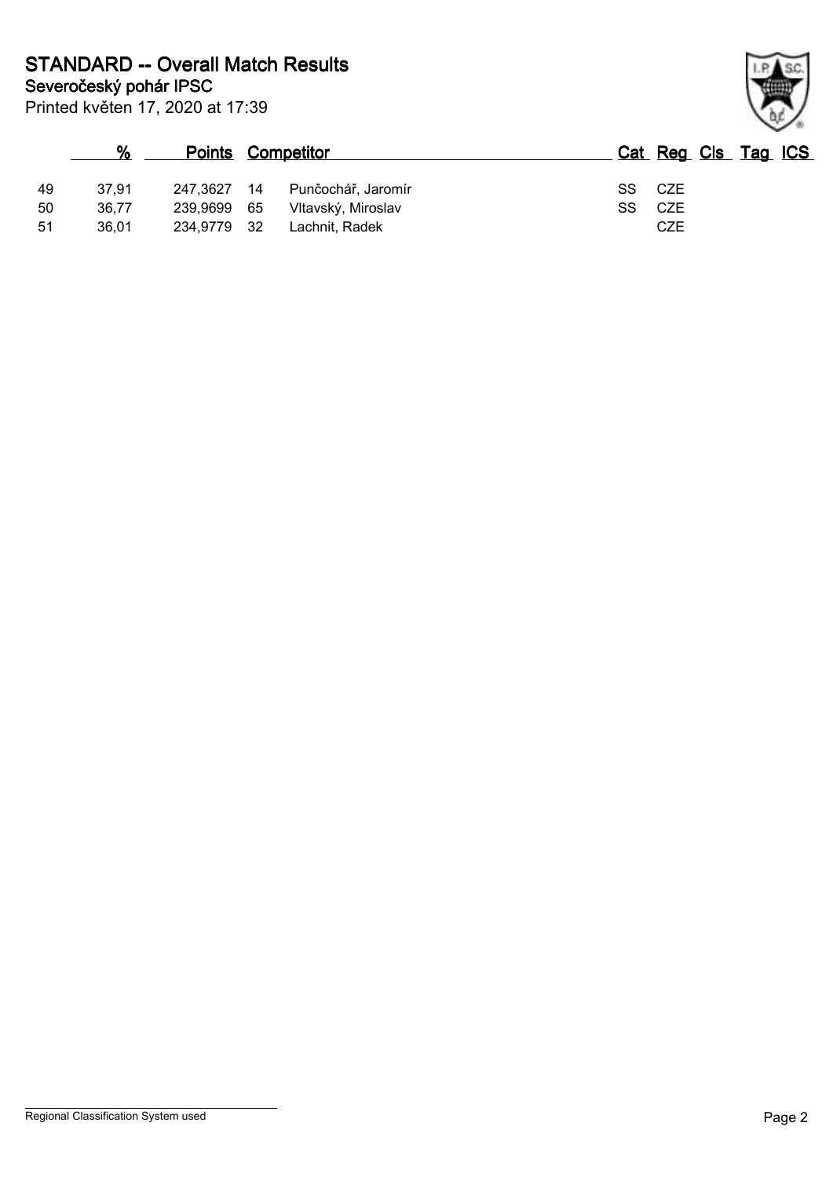# STANDARD -- Overall Match Results

**Severočeský pohár IPSC**

Printed květen 17, 2020 at 17:39

| | % | Points | | Competitor | Cat | Reg | Cls | Tag | ICS |
|---|---|---|---|---|---|---|---|---|---|
| 49 | 37,91 | 247,3627 | 14 | Punčochář, Jaromír | SS | CZE | | | |
| 50 | 36,77 | 239,9699 | 65 | Vltavský, Miroslav | SS | CZE | | | |
| 51 | 36,01 | 234,9779 | 32 | Lachnit, Radek | | CZE | | | |

Regional Classification System used